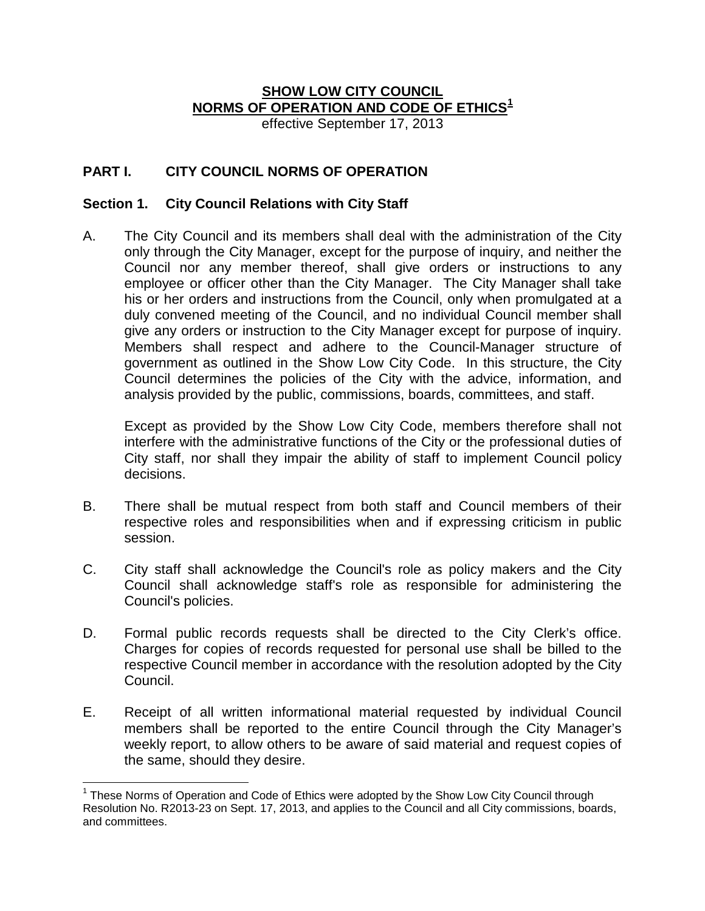# SHOW LOW CITY COUNCIL
# NORMS OF OPERATION AND CODE OF ETHICS[1]

effective September 17, 2013

## PART I. CITY COUNCIL NORMS OF OPERATION

### Section 1. City Council Relations with City Staff

A. The City Council and its members shall deal with the administration of the City only through the City Manager, except for the purpose of inquiry, and neither the Council nor any member thereof, shall give orders or instructions to any employee or officer other than the City Manager. The City Manager shall take his or her orders and instructions from the Council, only when promulgated at a duly convened meeting of the Council, and no individual Council member shall give any orders or instruction to the City Manager except for purpose of inquiry. Members shall respect and adhere to the Council-Manager structure of government as outlined in the Show Low City Code. In this structure, the City Council determines the policies of the City with the advice, information, and analysis provided by the public, commissions, boards, committees, and staff.

   Except as provided by the Show Low City Code, members therefore shall not interfere with the administrative functions of the City or the professional duties of City staff, nor shall they impair the ability of staff to implement Council policy decisions.

B. There shall be mutual respect from both staff and Council members of their respective roles and responsibilities when and if expressing criticism in public session.

C. City staff shall acknowledge the Council's role as policy makers and the City Council shall acknowledge staff's role as responsible for administering the Council's policies.

D. Formal public records requests shall be directed to the City Clerk's office. Charges for copies of records requested for personal use shall be billed to the respective Council member in accordance with the resolution adopted by the City Council.

E. Receipt of all written informational material requested by individual Council members shall be reported to the entire Council through the City Manager's weekly report, to allow others to be aware of said material and request copies of the same, should they desire.

---

[1] These Norms of Operation and Code of Ethics were adopted by the Show Low City Council through Resolution No. R2013-23 on Sept. 17, 2013, and applies to the Council and all City commissions, boards, and committees.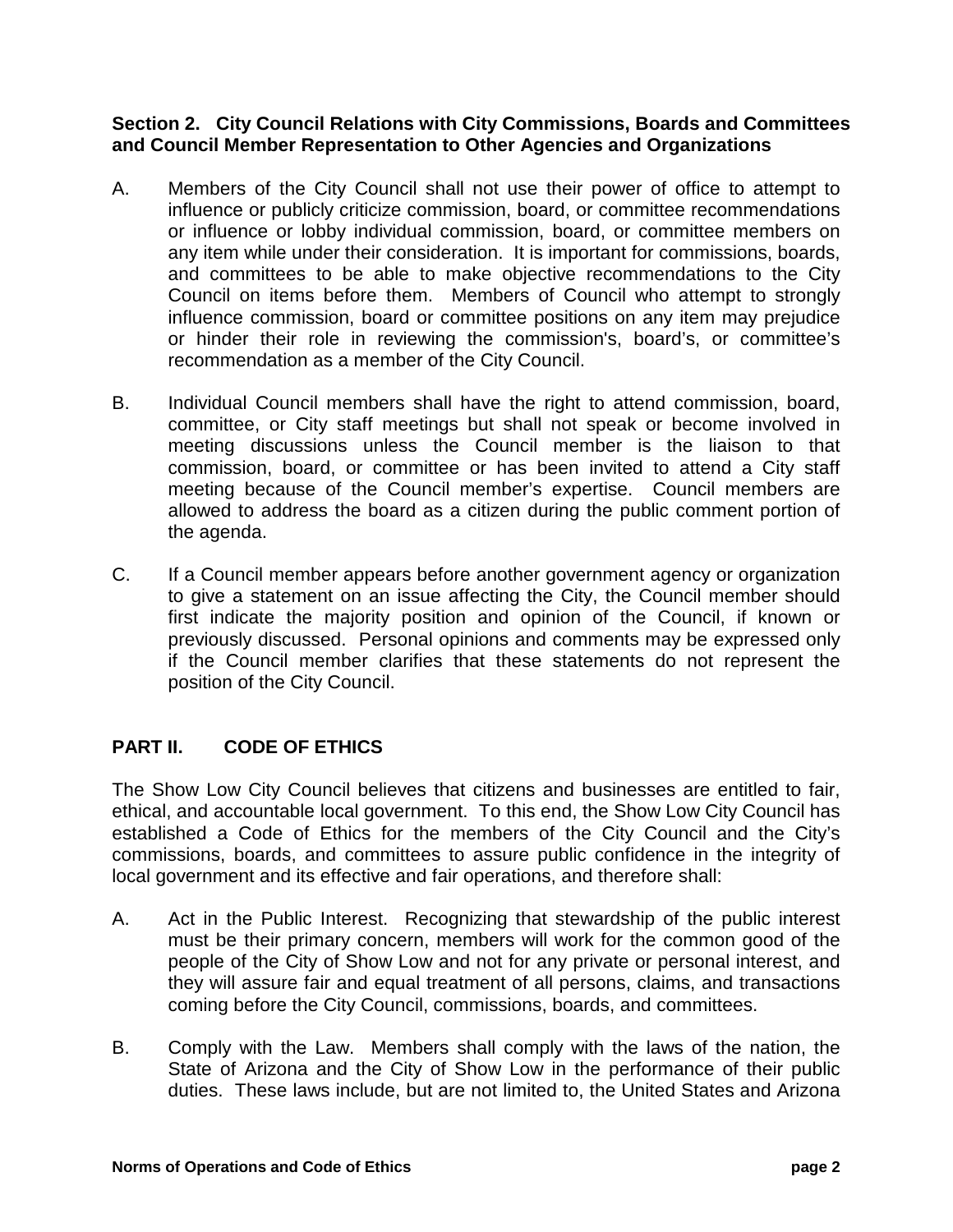**Section 2. City Council Relations with City Commissions, Boards and Committees and Council Member Representation to Other Agencies and Organizations**

A. Members of the City Council shall not use their power of office to attempt to influence or publicly criticize commission, board, or committee recommendations or influence or lobby individual commission, board, or committee members on any item while under their consideration. It is important for commissions, boards, and committees to be able to make objective recommendations to the City Council on items before them. Members of Council who attempt to strongly influence commission, board or committee positions on any item may prejudice or hinder their role in reviewing the commission's, board's, or committee's recommendation as a member of the City Council.

B. Individual Council members shall have the right to attend commission, board, committee, or City staff meetings but shall not speak or become involved in meeting discussions unless the Council member is the liaison to that commission, board, or committee or has been invited to attend a City staff meeting because of the Council member's expertise. Council members are allowed to address the board as a citizen during the public comment portion of the agenda.

C. If a Council member appears before another government agency or organization to give a statement on an issue affecting the City, the Council member should first indicate the majority position and opinion of the Council, if known or previously discussed. Personal opinions and comments may be expressed only if the Council member clarifies that these statements do not represent the position of the City Council.

## PART II. CODE OF ETHICS

The Show Low City Council believes that citizens and businesses are entitled to fair, ethical, and accountable local government. To this end, the Show Low City Council has established a Code of Ethics for the members of the City Council and the City's commissions, boards, and committees to assure public confidence in the integrity of local government and its effective and fair operations, and therefore shall:

A. Act in the Public Interest. Recognizing that stewardship of the public interest must be their primary concern, members will work for the common good of the people of the City of Show Low and not for any private or personal interest, and they will assure fair and equal treatment of all persons, claims, and transactions coming before the City Council, commissions, boards, and committees.

B. Comply with the Law. Members shall comply with the laws of the nation, the State of Arizona and the City of Show Low in the performance of their public duties. These laws include, but are not limited to, the United States and Arizona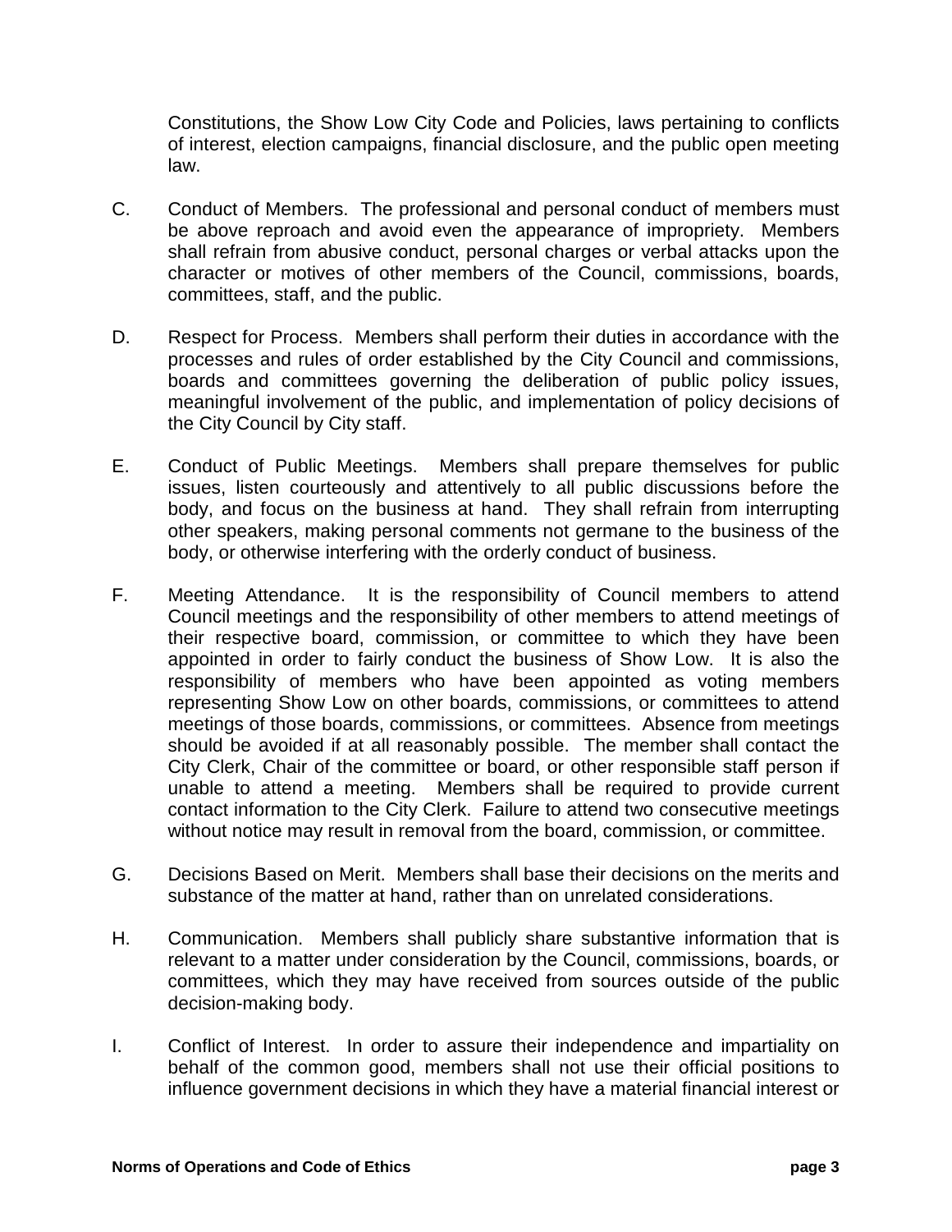Constitutions, the Show Low City Code and Policies, laws pertaining to conflicts of interest, election campaigns, financial disclosure, and the public open meeting law.

C. Conduct of Members. The professional and personal conduct of members must be above reproach and avoid even the appearance of impropriety. Members shall refrain from abusive conduct, personal charges or verbal attacks upon the character or motives of other members of the Council, commissions, boards, committees, staff, and the public.

D. Respect for Process. Members shall perform their duties in accordance with the processes and rules of order established by the City Council and commissions, boards and committees governing the deliberation of public policy issues, meaningful involvement of the public, and implementation of policy decisions of the City Council by City staff.

E. Conduct of Public Meetings. Members shall prepare themselves for public issues, listen courteously and attentively to all public discussions before the body, and focus on the business at hand. They shall refrain from interrupting other speakers, making personal comments not germane to the business of the body, or otherwise interfering with the orderly conduct of business.

F. Meeting Attendance. It is the responsibility of Council members to attend Council meetings and the responsibility of other members to attend meetings of their respective board, commission, or committee to which they have been appointed in order to fairly conduct the business of Show Low. It is also the responsibility of members who have been appointed as voting members representing Show Low on other boards, commissions, or committees to attend meetings of those boards, commissions, or committees. Absence from meetings should be avoided if at all reasonably possible. The member shall contact the City Clerk, Chair of the committee or board, or other responsible staff person if unable to attend a meeting. Members shall be required to provide current contact information to the City Clerk. Failure to attend two consecutive meetings without notice may result in removal from the board, commission, or committee.

G. Decisions Based on Merit. Members shall base their decisions on the merits and substance of the matter at hand, rather than on unrelated considerations.

H. Communication. Members shall publicly share substantive information that is relevant to a matter under consideration by the Council, commissions, boards, or committees, which they may have received from sources outside of the public decision-making body.

I. Conflict of Interest. In order to assure their independence and impartiality on behalf of the common good, members shall not use their official positions to influence government decisions in which they have a material financial interest or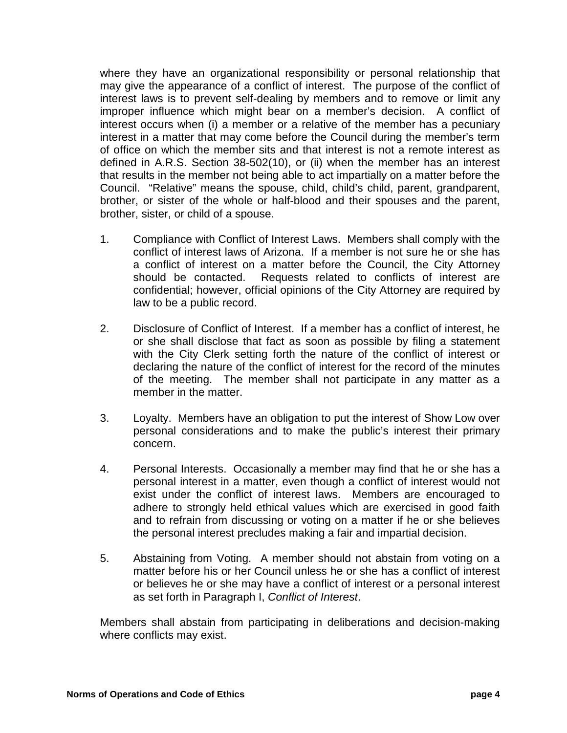where they have an organizational responsibility or personal relationship that may give the appearance of a conflict of interest. The purpose of the conflict of interest laws is to prevent self-dealing by members and to remove or limit any improper influence which might bear on a member's decision. A conflict of interest occurs when (i) a member or a relative of the member has a pecuniary interest in a matter that may come before the Council during the member's term of office on which the member sits and that interest is not a remote interest as defined in A.R.S. Section 38-502(10), or (ii) when the member has an interest that results in the member not being able to act impartially on a matter before the Council. "Relative" means the spouse, child, child's child, parent, grandparent, brother, or sister of the whole or half-blood and their spouses and the parent, brother, sister, or child of a spouse.

1. Compliance with Conflict of Interest Laws. Members shall comply with the conflict of interest laws of Arizona. If a member is not sure he or she has a conflict of interest on a matter before the Council, the City Attorney should be contacted. Requests related to conflicts of interest are confidential; however, official opinions of the City Attorney are required by law to be a public record.

2. Disclosure of Conflict of Interest. If a member has a conflict of interest, he or she shall disclose that fact as soon as possible by filing a statement with the City Clerk setting forth the nature of the conflict of interest or declaring the nature of the conflict of interest for the record of the minutes of the meeting. The member shall not participate in any matter as a member in the matter.

3. Loyalty. Members have an obligation to put the interest of Show Low over personal considerations and to make the public's interest their primary concern.

4. Personal Interests. Occasionally a member may find that he or she has a personal interest in a matter, even though a conflict of interest would not exist under the conflict of interest laws. Members are encouraged to adhere to strongly held ethical values which are exercised in good faith and to refrain from discussing or voting on a matter if he or she believes the personal interest precludes making a fair and impartial decision.

5. Abstaining from Voting. A member should not abstain from voting on a matter before his or her Council unless he or she has a conflict of interest or believes he or she may have a conflict of interest or a personal interest as set forth in Paragraph I, *Conflict of Interest*.

Members shall abstain from participating in deliberations and decision-making where conflicts may exist.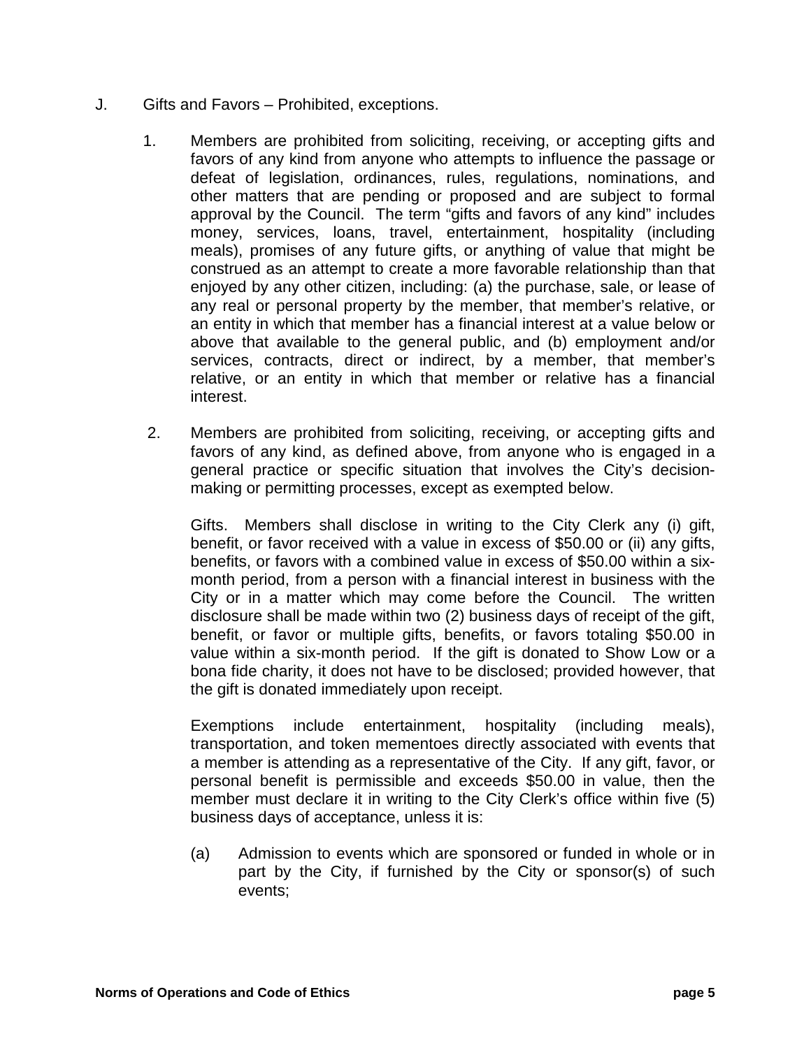J. Gifts and Favors – Prohibited, exceptions.

1. Members are prohibited from soliciting, receiving, or accepting gifts and favors of any kind from anyone who attempts to influence the passage or defeat of legislation, ordinances, rules, regulations, nominations, and other matters that are pending or proposed and are subject to formal approval by the Council. The term "gifts and favors of any kind" includes money, services, loans, travel, entertainment, hospitality (including meals), promises of any future gifts, or anything of value that might be construed as an attempt to create a more favorable relationship than that enjoyed by any other citizen, including: (a) the purchase, sale, or lease of any real or personal property by the member, that member's relative, or an entity in which that member has a financial interest at a value below or above that available to the general public, and (b) employment and/or services, contracts, direct or indirect, by a member, that member's relative, or an entity in which that member or relative has a financial interest.

2. Members are prohibited from soliciting, receiving, or accepting gifts and favors of any kind, as defined above, from anyone who is engaged in a general practice or specific situation that involves the City's decision-making or permitting processes, except as exempted below.

   Gifts. Members shall disclose in writing to the City Clerk any (i) gift, benefit, or favor received with a value in excess of $50.00 or (ii) any gifts, benefits, or favors with a combined value in excess of $50.00 within a six-month period, from a person with a financial interest in business with the City or in a matter which may come before the Council. The written disclosure shall be made within two (2) business days of receipt of the gift, benefit, or favor or multiple gifts, benefits, or favors totaling $50.00 in value within a six-month period. If the gift is donated to Show Low or a bona fide charity, it does not have to be disclosed; provided however, that the gift is donated immediately upon receipt.

   Exemptions include entertainment, hospitality (including meals), transportation, and token mementoes directly associated with events that a member is attending as a representative of the City. If any gift, favor, or personal benefit is permissible and exceeds $50.00 in value, then the member must declare it in writing to the City Clerk's office within five (5) business days of acceptance, unless it is:

   (a) Admission to events which are sponsored or funded in whole or in part by the City, if furnished by the City or sponsor(s) of such events;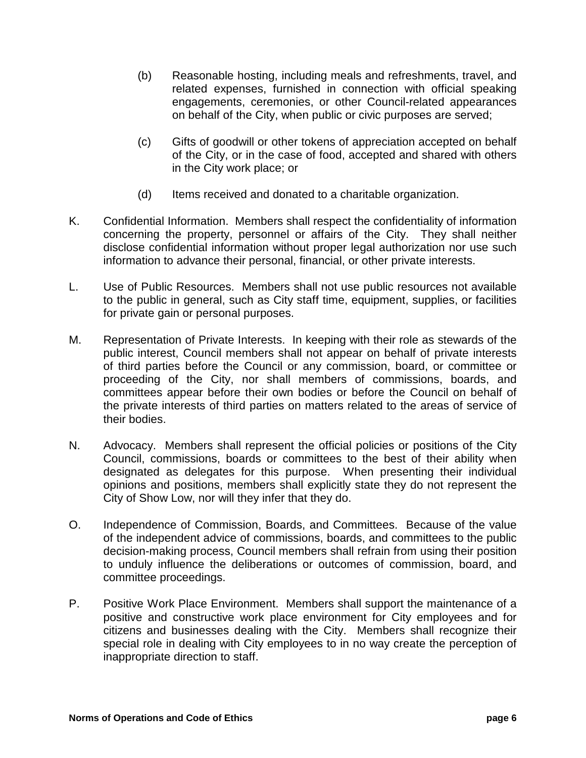(b) Reasonable hosting, including meals and refreshments, travel, and related expenses, furnished in connection with official speaking engagements, ceremonies, or other Council-related appearances on behalf of the City, when public or civic purposes are served;

(c) Gifts of goodwill or other tokens of appreciation accepted on behalf of the City, or in the case of food, accepted and shared with others in the City work place; or

(d) Items received and donated to a charitable organization.

K. Confidential Information. Members shall respect the confidentiality of information concerning the property, personnel or affairs of the City. They shall neither disclose confidential information without proper legal authorization nor use such information to advance their personal, financial, or other private interests.

L. Use of Public Resources. Members shall not use public resources not available to the public in general, such as City staff time, equipment, supplies, or facilities for private gain or personal purposes.

M. Representation of Private Interests. In keeping with their role as stewards of the public interest, Council members shall not appear on behalf of private interests of third parties before the Council or any commission, board, or committee or proceeding of the City, nor shall members of commissions, boards, and committees appear before their own bodies or before the Council on behalf of the private interests of third parties on matters related to the areas of service of their bodies.

N. Advocacy. Members shall represent the official policies or positions of the City Council, commissions, boards or committees to the best of their ability when designated as delegates for this purpose. When presenting their individual opinions and positions, members shall explicitly state they do not represent the City of Show Low, nor will they infer that they do.

O. Independence of Commission, Boards, and Committees. Because of the value of the independent advice of commissions, boards, and committees to the public decision-making process, Council members shall refrain from using their position to unduly influence the deliberations or outcomes of commission, board, and committee proceedings.

P. Positive Work Place Environment. Members shall support the maintenance of a positive and constructive work place environment for City employees and for citizens and businesses dealing with the City. Members shall recognize their special role in dealing with City employees to in no way create the perception of inappropriate direction to staff.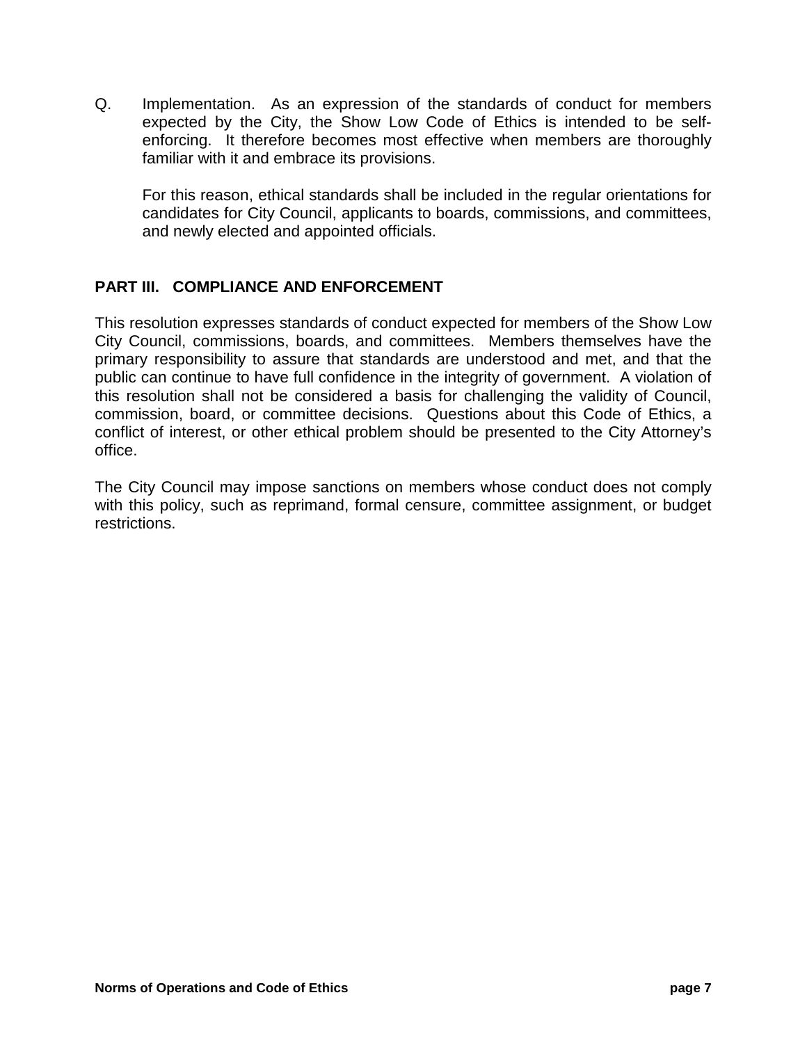Q. Implementation. As an expression of the standards of conduct for members expected by the City, the Show Low Code of Ethics is intended to be self-enforcing. It therefore becomes most effective when members are thoroughly familiar with it and embrace its provisions.

For this reason, ethical standards shall be included in the regular orientations for candidates for City Council, applicants to boards, commissions, and committees, and newly elected and appointed officials.

## PART III. COMPLIANCE AND ENFORCEMENT

This resolution expresses standards of conduct expected for members of the Show Low City Council, commissions, boards, and committees. Members themselves have the primary responsibility to assure that standards are understood and met, and that the public can continue to have full confidence in the integrity of government. A violation of this resolution shall not be considered a basis for challenging the validity of Council, commission, board, or committee decisions. Questions about this Code of Ethics, a conflict of interest, or other ethical problem should be presented to the City Attorney's office.

The City Council may impose sanctions on members whose conduct does not comply with this policy, such as reprimand, formal censure, committee assignment, or budget restrictions.